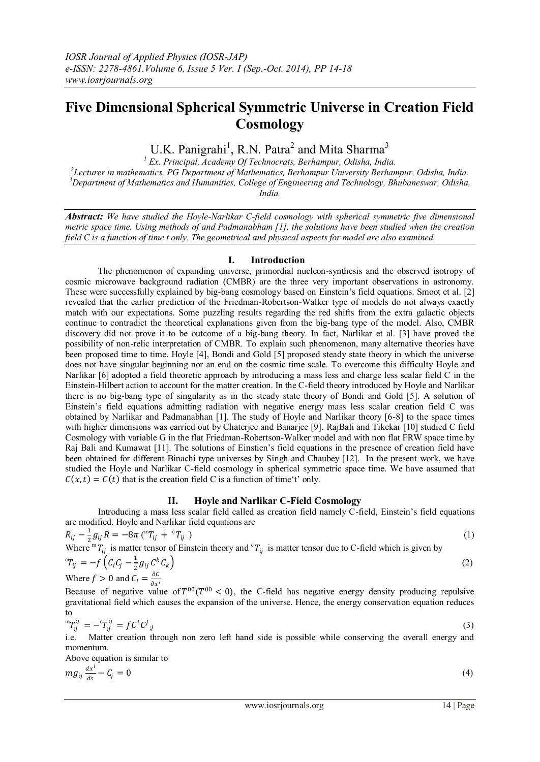# Five Dimensional Spherical Symmetric Universe in Creation Field Cosmology

U.K. Panigrahi[1], R.N. Patra[2] and Mita Sharma[3]

[1] Ex. Principal, Academy Of Technocrats, Berhampur, Odisha, India.
[2] Lecturer in mathematics, PG Department of Mathematics, Berhampur University Berhampur, Odisha, India.
[3] Department of Mathematics and Humanities, College of Engineering and Technology, Bhubaneswar, Odisha, India.

***Abstract:*** *We have studied the Hoyle-Narlikar C-field cosmology with spherical symmetric five dimensional metric space time. Using methods of and Padmanabham [1], the solutions have been studied when the creation field C is a function of time t only. The geometrical and physical aspects for model are also examined.*

## I. Introduction

The phenomenon of expanding universe, primordial nucleon-synthesis and the observed isotropy of cosmic microwave background radiation (CMBR) are the three very important observations in astronomy. These were successfully explained by big-bang cosmology based on Einstein's field equations. Smoot et al. [2] revealed that the earlier prediction of the Friedman-Robertson-Walker type of models do not always exactly match with our expectations. Some puzzling results regarding the red shifts from the extra galactic objects continue to contradict the theoretical explanations given from the big-bang type of the model. Also, CMBR discovery did not prove it to be outcome of a big-bang theory. In fact, Narlikar et al. [3] have proved the possibility of non-relic interpretation of CMBR. To explain such phenomenon, many alternative theories have been proposed time to time. Hoyle [4], Bondi and Gold [5] proposed steady state theory in which the universe does not have singular beginning nor an end on the cosmic time scale. To overcome this difficulty Hoyle and Narlikar [6] adopted a field theoretic approach by introducing a mass less and charge less scalar field C in the Einstein-Hilbert action to account for the matter creation. In the C-field theory introduced by Hoyle and Narlikar there is no big-bang type of singularity as in the steady state theory of Bondi and Gold [5]. A solution of Einstein's field equations admitting radiation with negative energy mass less scalar creation field C was obtained by Narlikar and Padmanabhan [1]. The study of Hoyle and Narlikar theory [6-8] to the space times with higher dimensions was carried out by Chaterjee and Banarjee [9]. RajBali and Tikekar [10] studied C field Cosmology with variable G in the flat Friedman-Robertson-Walker model and with non flat FRW space time by Raj Bali and Kumawat [11]. The solutions of Einstien's field equations in the presence of creation field have been obtained for different Binachi type universes by Singh and Chaubey [12]. In the present work, we have studied the Hoyle and Narlikar C-field cosmology in spherical symmetric space time. We have assumed that $C(x,t) = C(t)$ that is the creation field C is a function of time't' only.

## II. Hoyle and Narlikar C-Field Cosmology

Introducing a mass less scalar field called as creation field namely C-field, Einstein's field equations are modified. Hoyle and Narlikar field equations are

$$R_{ij} - \frac{1}{2} g_{ij} R = -8\pi \left( {}^{m}T_{ij} + {}^{c}T_{ij} \right) \tag{1}$$

Where ${}^{m}T_{ij}$ is matter tensor of Einstein theory and ${}^{c}T_{ij}$ is matter tensor due to C-field which is given by

$${}^{c}T_{ij} = -f \left( C_i C_j - \frac{1}{2} g_{ij} C^k C_k \right) \tag{2}$$

Where $f > 0$ and $C_i = \frac{\partial C}{\partial x^i}$

Because of negative value of $T^{00} (T^{00} < 0)$, the C-field has negative energy density producing repulsive gravitational field which causes the expansion of the universe. Hence, the energy conservation equation reduces to

$${}^{m}T^{ij}_{;j} = -{}^{c}T^{ij}_{;j} = f C^i C^j_{;j} \tag{3}$$

i.e. Matter creation through non zero left hand side is possible while conserving the overall energy and momentum.

Above equation is similar to

$$m g_{ij} \frac{dx^i}{ds} - C_j = 0 \tag{4}$$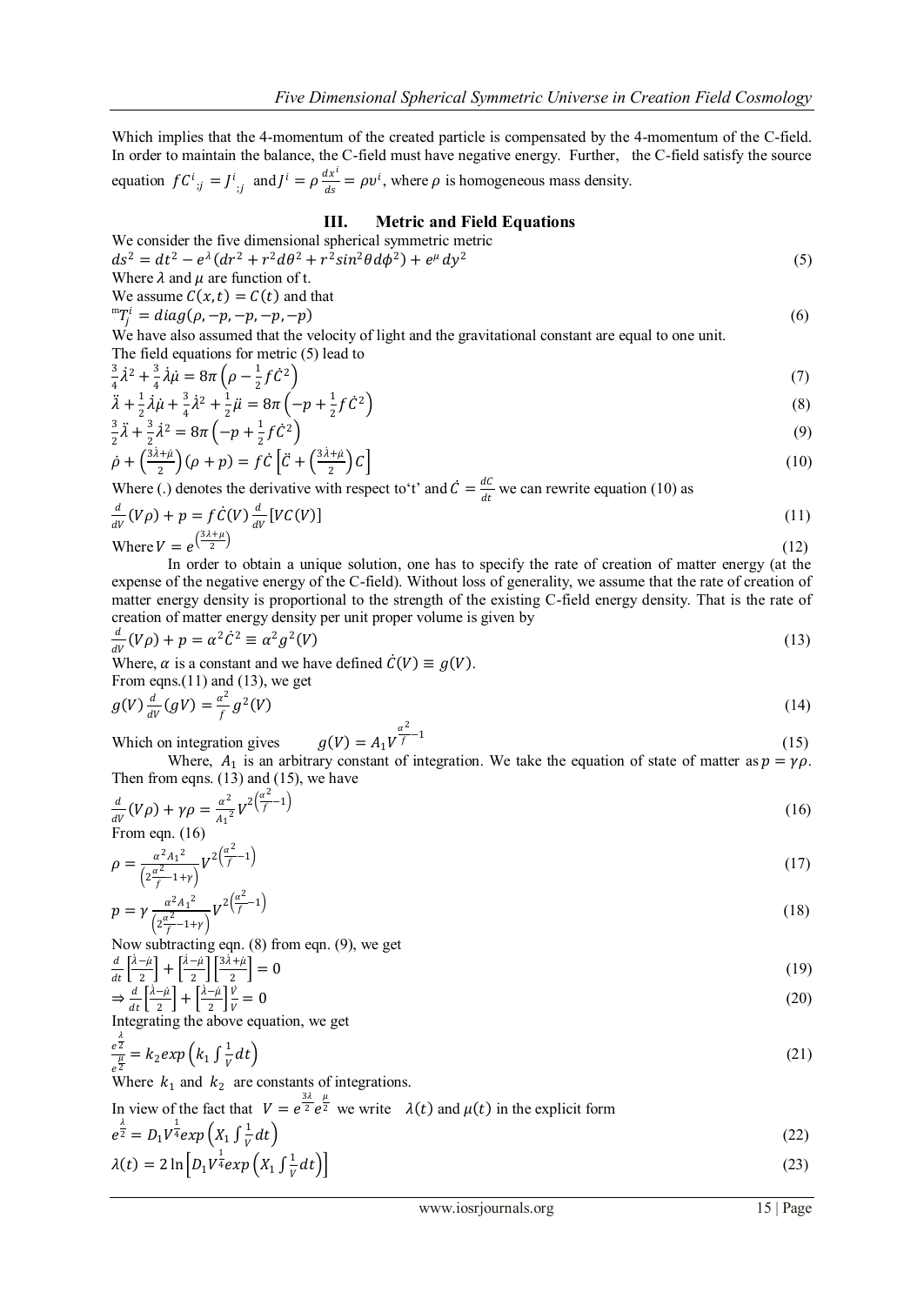Which implies that the 4-momentum of the created particle is compensated by the 4-momentum of the C-field. In order to maintain the balance, the C-field must have negative energy. Further, the C-field satisfy the source equation $fC^i{}_{;j} = J^i{}_{;j}$ and $J^i = \rho \frac{dx^i}{ds} = \rho v^i$, where $\rho$ is homogeneous mass density.

## III. Metric and Field Equations

We consider the five dimensional spherical symmetric metric

$$ds^2 = dt^2 - e^{\lambda}(dr^2 + r^2 d\theta^2 + r^2 sin^2\theta d\phi^2) + e^{\mu} dy^2 \tag{5}$$

Where $\lambda$ and $\mu$ are function of t.

We assume $C(x,t) = C(t)$ and that

$${}^{m}T^i_j = diag(\rho, -p, -p, -p, -p) \tag{6}$$

We have also assumed that the velocity of light and the gravitational constant are equal to one unit.

The field equations for metric (5) lead to

$$\frac{3}{4}\dot{\lambda}^2 + \frac{3}{4}\dot{\lambda}\dot{\mu} = 8\pi\left(\rho - \frac{1}{2}f\dot{C}^2\right) \tag{7}$$

$$\ddot{\lambda} + \frac{1}{2}\dot{\lambda}\dot{\mu} + \frac{3}{4}\dot{\lambda}^2 + \frac{1}{2}\ddot{\mu} = 8\pi\left(-p + \frac{1}{2}f\dot{C}^2\right) \tag{8}$$

$$\frac{3}{2}\ddot{\lambda} + \frac{3}{2}\dot{\lambda}^2 = 8\pi\left(-p + \frac{1}{2}f\dot{C}^2\right) \tag{9}$$

$$\dot{\rho} + \left(\frac{3\dot{\lambda} + \dot{\mu}}{2}\right)(\rho + p) = f\dot{C}\left[\ddot{C} + \left(\frac{3\dot{\lambda} + \dot{\mu}}{2}\right)C\right] \tag{10}$$

Where (.) denotes the derivative with respect to't' and $\dot{C} = \frac{dC}{dt}$ we can rewrite equation (10) as

$$\frac{d}{dV}(V\rho) + p = f\dot{C}(V)\frac{d}{dV}[VC(V)] \tag{11}$$

Where $V = e^{\left(\frac{3\lambda + \mu}{2}\right)}$ (12)

In order to obtain a unique solution, one has to specify the rate of creation of matter energy (at the expense of the negative energy of the C-field). Without loss of generality, we assume that the rate of creation of matter energy density is proportional to the strength of the existing C-field energy density. That is the rate of creation of matter energy density per unit proper volume is given by

$$\frac{d}{dV}(V\rho) + p = \alpha^2\dot{C}^2 \equiv \alpha^2 g^2(V) \tag{13}$$

Where, $\alpha$ is a constant and we have defined $\dot{C}(V) \equiv g(V)$.

From eqns.(11) and (13), we get

$$g(V)\frac{d}{dV}(gV) = \frac{\alpha^2}{f}g^2(V) \tag{14}$$

Which on integration gives $\quad g(V) = A_1 V^{\frac{\alpha^2}{f} - 1}$ (15)

Where, $A_1$ is an arbitrary constant of integration. We take the equation of state of matter as $p = \gamma\rho$. Then from eqns. (13) and (15), we have

$$\frac{d}{dV}(V\rho) + \gamma\rho = \frac{\alpha^2}{A_1{}^2}V^{2\left(\frac{\alpha^2}{f} - 1\right)} \tag{16}$$

From eqn. (16)

$$\rho = \frac{\alpha^2 A_1{}^2}{\left(2\frac{\alpha^2}{f} - 1 + \gamma\right)}V^{2\left(\frac{\alpha^2}{f} - 1\right)} \tag{17}$$

$$p = \gamma\frac{\alpha^2 A_1{}^2}{\left(2\frac{\alpha^2}{f} - 1 + \gamma\right)}V^{2\left(\frac{\alpha^2}{f} - 1\right)} \tag{18}$$

Now subtracting eqn. (8) from eqn. (9), we get

$$\frac{d}{dt}\left[\frac{\dot{\lambda} - \dot{\mu}}{2}\right] + \left[\frac{\dot{\lambda} - \dot{\mu}}{2}\right]\left[\frac{3\dot{\lambda} + \dot{\mu}}{2}\right] = 0 \tag{19}$$

$$\Rightarrow \frac{d}{dt}\left[\frac{\dot{\lambda} - \dot{\mu}}{2}\right] + \left[\frac{\dot{\lambda} - \dot{\mu}}{2}\right]\frac{\dot{V}}{V} = 0 \tag{20}$$

Integrating the above equation, we get

$$\frac{e^{\frac{\lambda}{2}}}{e^{\frac{\mu}{2}}} = k_2 exp\left(k_1\int\frac{1}{V}dt\right) \tag{21}$$

Where $k_1$ and $k_2$ are constants of integrations.

In view of the fact that $V = e^{\frac{3\lambda}{2}}e^{\frac{\mu}{2}}$ we write $\lambda(t)$ and $\mu(t)$ in the explicit form

$$e^{\frac{\lambda}{2}} = D_1 V^{\frac{1}{4}} exp\left(X_1\int\frac{1}{V}dt\right) \tag{22}$$

$$\lambda(t) = 2\ln\left[D_1 V^{\frac{1}{4}} exp\left(X_1\int\frac{1}{V}dt\right)\right] \tag{23}$$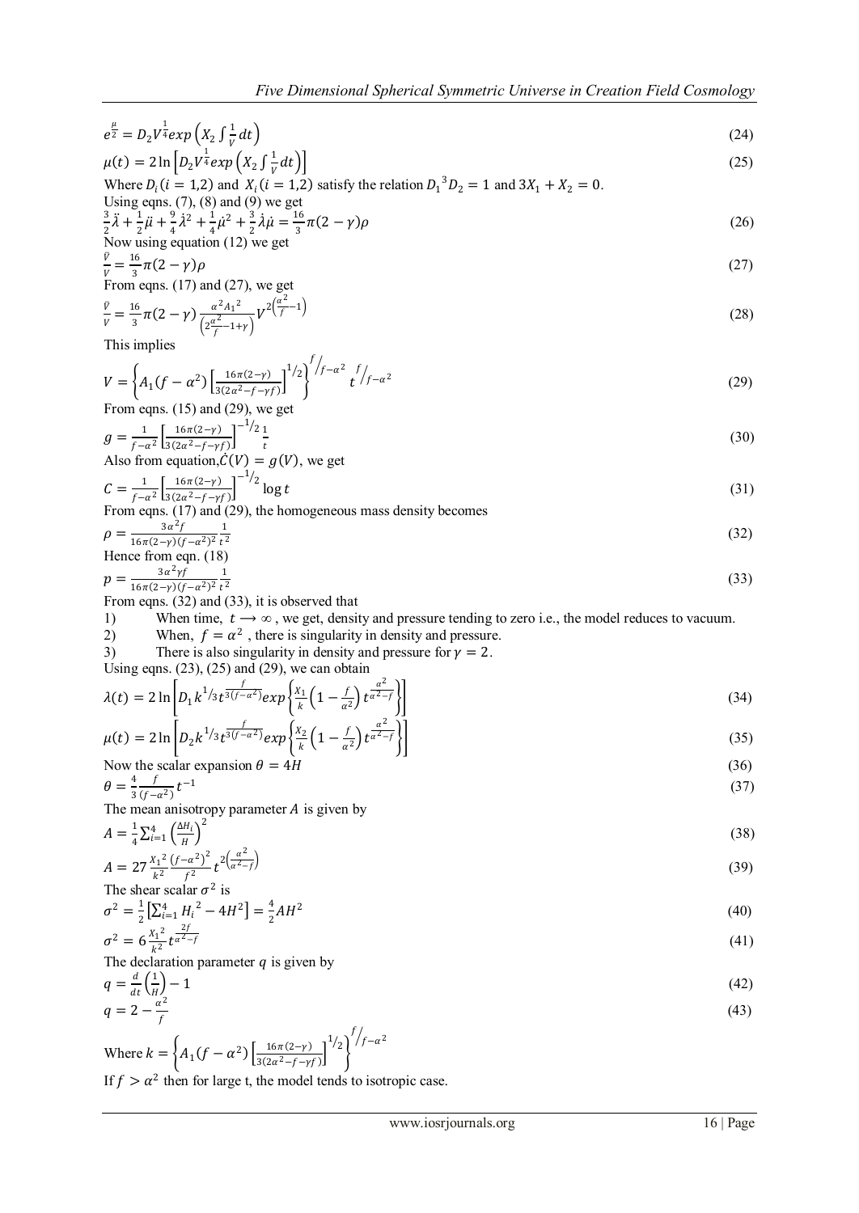$$e^{\frac{\mu}{2}} = D_2 V^{\frac{1}{4}} exp\left(X_2 \int \frac{1}{V} dt\right) \tag{24}$$

$$\mu(t) = 2\ln\left[D_2 V^{\frac{1}{4}} exp\left(X_2 \int \frac{1}{V} dt\right)\right] \tag{25}$$

Where $D_i (i = 1,2)$ and $X_i (i = 1,2)$ satisfy the relation $D_1{}^3 D_2 = 1$ and $3X_1 + X_2 = 0$.

Using eqns. (7), (8) and (9) we get

$$\frac{3}{2}\ddot{\lambda} + \frac{1}{2}\ddot{\mu} + \frac{9}{4}\dot{\lambda}^2 + \frac{1}{4}\dot{\mu}^2 + \frac{3}{2}\dot{\lambda}\dot{\mu} = \frac{16}{3}\pi(2-\gamma)\rho \tag{26}$$

Now using equation (12) we get

$$\frac{\ddot{V}}{V} = \frac{16}{3}\pi(2-\gamma)\rho \tag{27}$$

From eqns. (17) and (27), we get

$$\frac{\ddot{V}}{V} = \frac{16}{3}\pi(2-\gamma)\frac{\alpha^2 A_1{}^2}{\left(2\frac{\alpha^2}{f} - 1 + \gamma\right)} V^{2\left(\frac{\alpha^2}{f} - 1\right)} \tag{28}$$

This implies

$$V = \left\{A_1(f-\alpha^2)\left[\frac{16\pi(2-\gamma)}{3(2\alpha^2 - f - \gamma f)}\right]^{1/2}\right\}^{f/f-\alpha^2} t^{f/f-\alpha^2} \tag{29}$$

From eqns. (15) and (29), we get

$$g = \frac{1}{f-\alpha^2}\left[\frac{16\pi(2-\gamma)}{3(2\alpha^2 - f - \gamma f)}\right]^{-1/2} \frac{1}{t} \tag{30}$$

Also from equation, $\dot{C}(V) = g(V)$, we get

$$C = \frac{1}{f-\alpha^2}\left[\frac{16\pi(2-\gamma)}{3(2\alpha^2 - f - \gamma f)}\right]^{-1/2} \log t \tag{31}$$

From eqns. (17) and (29), the homogeneous mass density becomes

$$\rho = \frac{3\alpha^2 f}{16\pi(2-\gamma)(f-\alpha^2)^2}\frac{1}{t^2} \tag{32}$$

Hence from eqn. (18)

$$p = \frac{3\alpha^2 \gamma f}{16\pi(2-\gamma)(f-\alpha^2)^2}\frac{1}{t^2} \tag{33}$$

From eqns. (32) and (33), it is observed that

1) When time, $t \rightarrow \infty$, we get, density and pressure tending to zero i.e., the model reduces to vacuum.
2) When, $f = \alpha^2$, there is singularity in density and pressure.
3) There is also singularity in density and pressure for $\gamma = 2$.

Using eqns. (23), (25) and (29), we can obtain

$$\lambda(t) = 2\ln\left[D_1 k^{1/3} t^{\frac{f}{3(f-\alpha^2)}} exp\left\{\frac{X_1}{k}\left(1 - \frac{f}{\alpha^2}\right) t^{\frac{\alpha^2}{\alpha^2 - f}}\right\}\right] \tag{34}$$

$$\mu(t) = 2\ln\left[D_2 k^{1/3} t^{\frac{f}{3(f-\alpha^2)}} exp\left\{\frac{X_2}{k}\left(1 - \frac{f}{\alpha^2}\right) t^{\frac{\alpha^2}{\alpha^2 - f}}\right\}\right] \tag{35}$$

Now the scalar expansion $\theta = 4H$ (36)

$$\theta = \frac{4}{3}\frac{f}{(f-\alpha^2)} t^{-1} \tag{37}$$

The mean anisotropy parameter $A$ is given by

$$A = \frac{1}{4}\sum_{i=1}^{4}\left(\frac{\Delta H_i}{H}\right)^2 \tag{38}$$

$$A = 27\frac{X_1{}^2}{k^2}\frac{(f-\alpha^2)^2}{f^2} t^{2\left(\frac{\alpha^2}{\alpha^2 - f}\right)} \tag{39}$$

The shear scalar $\sigma^2$ is

$$\sigma^2 = \frac{1}{2}\left[\sum_{i=1}^{4} H_i{}^2 - 4H^2\right] = \frac{4}{2}AH^2 \tag{40}$$

$$\sigma^2 = 6\frac{X_1{}^2}{k^2} t^{\frac{2f}{\alpha^2 - f}} \tag{41}$$

The declaration parameter $q$ is given by

$$q = \frac{d}{dt}\left(\frac{1}{H}\right) - 1 \tag{42}$$

$$q = 2 - \frac{\alpha^2}{f} \tag{43}$$

Where $k = \left\{A_1(f-\alpha^2)\left[\frac{16\pi(2-\gamma)}{3(2\alpha^2 - f - \gamma f)}\right]^{1/2}\right\}^{f/f-\alpha^2}$

If $f > \alpha^2$ then for large t, the model tends to isotropic case.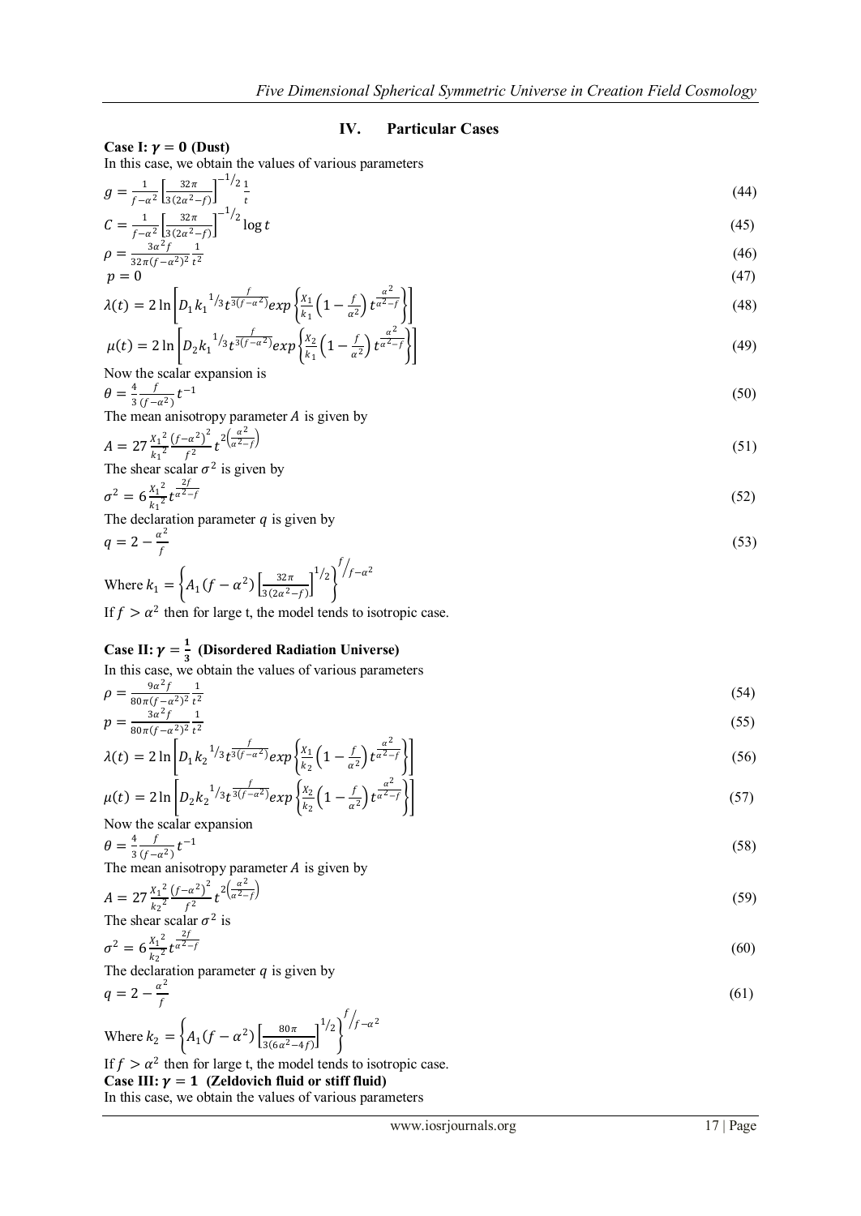## IV. Particular Cases

**Case I: $\gamma = 0$ (Dust)**

In this case, we obtain the values of various parameters

$$g = \frac{1}{f-\alpha^2}\left[\frac{32\pi}{3(2\alpha^2-f)}\right]^{-1/2}\frac{1}{t} \tag{44}$$

$$C = \frac{1}{f-\alpha^2}\left[\frac{32\pi}{3(2\alpha^2-f)}\right]^{-1/2}\log t \tag{45}$$

$$\rho = \frac{3\alpha^2 f}{32\pi(f-\alpha^2)^2}\frac{1}{t^2} \tag{46}$$

$$p = 0 \tag{47}$$

$$\lambda(t) = 2\ln\left[D_1 k_1^{1/3} t^{\frac{f}{3(f-\alpha^2)}} exp\left\{\frac{X_1}{k_1}\left(1-\frac{f}{\alpha^2}\right)t^{\frac{\alpha^2}{\alpha^2-f}}\right\}\right] \tag{48}$$

$$\mu(t) = 2\ln\left[D_2 k_1^{1/3} t^{\frac{f}{3(f-\alpha^2)}} exp\left\{\frac{X_2}{k_1}\left(1-\frac{f}{\alpha^2}\right)t^{\frac{\alpha^2}{\alpha^2-f}}\right\}\right] \tag{49}$$

Now the scalar expansion is

$$\theta = \frac{4}{3}\frac{f}{(f-\alpha^2)}t^{-1} \tag{50}$$

The mean anisotropy parameter $A$ is given by

$$A = 27\frac{X_1^2}{k_1^2}\frac{(f-\alpha^2)^2}{f^2}t^{2\left(\frac{\alpha^2}{\alpha^2-f}\right)} \tag{51}$$

The shear scalar $\sigma^2$ is given by

$$\sigma^2 = 6\frac{X_1^2}{k_1^2}t^{\frac{2f}{\alpha^2-f}} \tag{52}$$

The declaration parameter $q$ is given by

$$q = 2 - \frac{\alpha^2}{f} \tag{53}$$

Where $k_1 = \left\{A_1(f-\alpha^2)\left[\frac{32\pi}{3(2\alpha^2-f)}\right]^{1/2}\right\}^{f/f-\alpha^2}$

If $f > \alpha^2$ then for large t, the model tends to isotropic case.

**Case II: $\gamma = \frac{1}{3}$ (Disordered Radiation Universe)**

In this case, we obtain the values of various parameters

$$\rho = \frac{9\alpha^2 f}{80\pi(f-\alpha^2)^2}\frac{1}{t^2} \tag{54}$$

$$p = \frac{3\alpha^2 f}{80\pi(f-\alpha^2)^2}\frac{1}{t^2} \tag{55}$$

$$\lambda(t) = 2\ln\left[D_1 k_2^{1/3} t^{\frac{f}{3(f-\alpha^2)}} exp\left\{\frac{X_1}{k_2}\left(1-\frac{f}{\alpha^2}\right)t^{\frac{\alpha^2}{\alpha^2-f}}\right\}\right] \tag{56}$$

$$\mu(t) = 2\ln\left[D_2 k_2^{1/3} t^{\frac{f}{3(f-\alpha^2)}} exp\left\{\frac{X_2}{k_2}\left(1-\frac{f}{\alpha^2}\right)t^{\frac{\alpha^2}{\alpha^2-f}}\right\}\right] \tag{57}$$

Now the scalar expansion

$$\theta = \frac{4}{3}\frac{f}{(f-\alpha^2)}t^{-1} \tag{58}$$

The mean anisotropy parameter $A$ is given by

$$A = 27\frac{X_1^2}{k_2^2}\frac{(f-\alpha^2)^2}{f^2}t^{2\left(\frac{\alpha^2}{\alpha^2-f}\right)} \tag{59}$$

The shear scalar $\sigma^2$ is

$$\sigma^2 = 6\frac{X_1^2}{k_2^2}t^{\frac{2f}{\alpha^2-f}} \tag{60}$$

The declaration parameter $q$ is given by

$$q = 2 - \frac{\alpha^2}{f} \tag{61}$$

Where $k_2 = \left\{A_1(f-\alpha^2)\left[\frac{80\pi}{3(6\alpha^2-4f)}\right]^{1/2}\right\}^{f/f-\alpha^2}$

If $f > \alpha^2$ then for large t, the model tends to isotropic case.

**Case III: $\gamma = 1$ (Zeldovich fluid or stiff fluid)**

In this case, we obtain the values of various parameters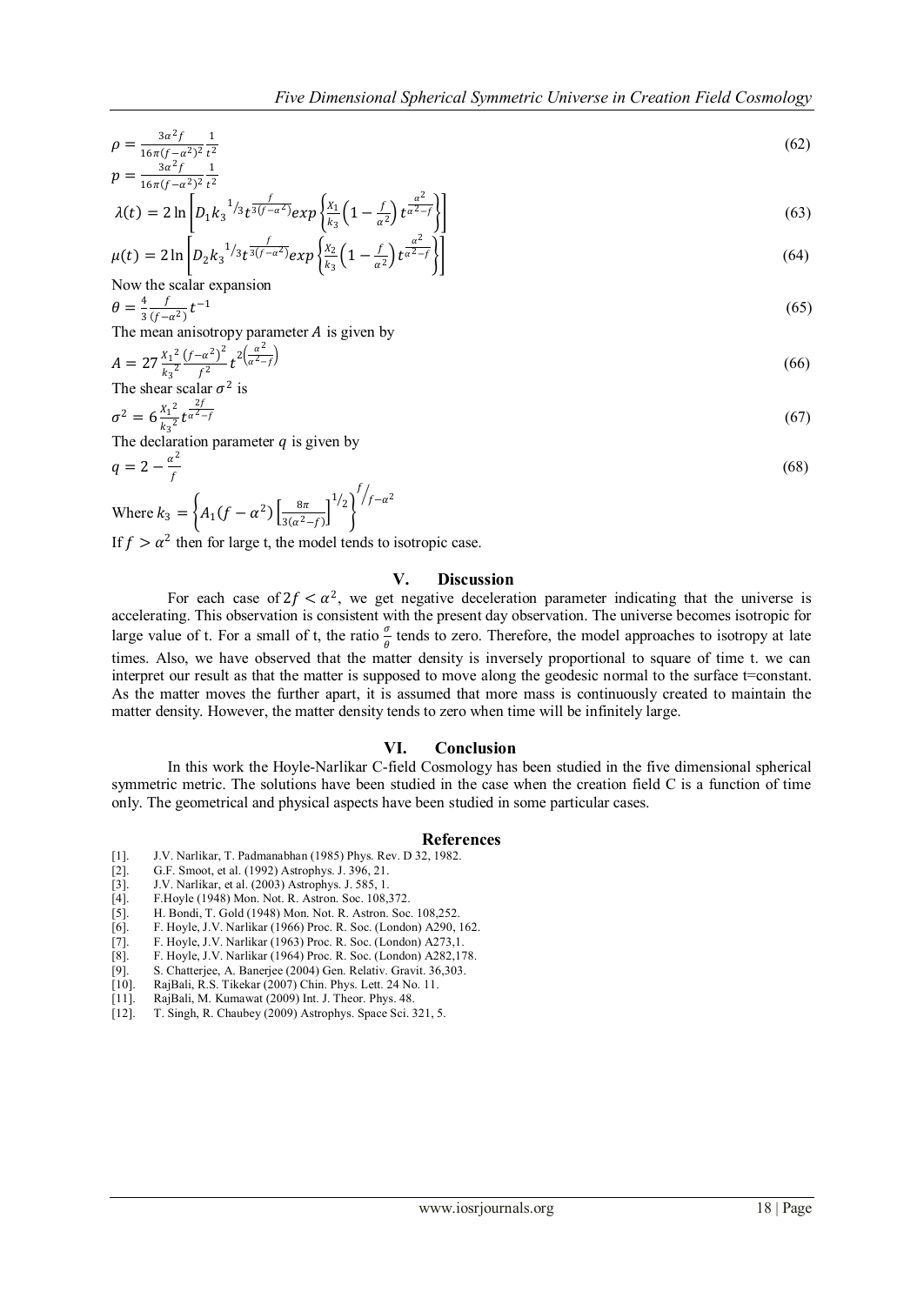$$\rho = \frac{3\alpha^2 f}{16\pi(f-\alpha^2)^2}\frac{1}{t^2} \tag{62}$$

$$p = \frac{3\alpha^2 f}{16\pi(f-\alpha^2)^2}\frac{1}{t^2}$$

$$\lambda(t) = 2\ln\left[D_1 k_3^{\,1/3} t^{\frac{f}{3(f-\alpha^2)}} exp\left\{\frac{X_1}{k_3}\left(1-\frac{f}{\alpha^2}\right)t^{\frac{\alpha^2}{\alpha^2-f}}\right\}\right] \tag{63}$$

$$\mu(t) = 2\ln\left[D_2 k_3^{\,1/3} t^{\frac{f}{3(f-\alpha^2)}} exp\left\{\frac{X_2}{k_3}\left(1-\frac{f}{\alpha^2}\right)t^{\frac{\alpha^2}{\alpha^2-f}}\right\}\right] \tag{64}$$

Now the scalar expansion

$$\theta = \frac{4}{3}\frac{f}{(f-\alpha^2)}t^{-1} \tag{65}$$

The mean anisotropy parameter $A$ is given by

$$A = 27\frac{X_1^2}{k_3^2}\frac{(f-\alpha^2)^2}{f^2}t^{2\left(\frac{\alpha^2}{\alpha^2-f}\right)} \tag{66}$$

The shear scalar $\sigma^2$ is

$$\sigma^2 = 6\frac{X_1^2}{k_3^2}t^{\frac{2f}{\alpha^2-f}} \tag{67}$$

The declaration parameter $q$ is given by

$$q = 2 - \frac{\alpha^2}{f} \tag{68}$$

Where $k_3 = \left\{A_1(f-\alpha^2)\left[\frac{8\pi}{3(\alpha^2-f)}\right]^{1/2}\right\}^{f/f-\alpha^2}$

If $f > \alpha^2$ then for large t, the model tends to isotropic case.

## V. Discussion

For each case of $2f < \alpha^2$, we get negative deceleration parameter indicating that the universe is accelerating. This observation is consistent with the present day observation. The universe becomes isotropic for large value of t. For a small of t, the ratio $\frac{\sigma}{\theta}$ tends to zero. Therefore, the model approaches to isotropy at late times. Also, we have observed that the matter density is inversely proportional to square of time t. we can interpret our result as that the matter is supposed to move along the geodesic normal to the surface t=constant. As the matter moves the further apart, it is assumed that more mass is continuously created to maintain the matter density. However, the matter density tends to zero when time will be infinitely large.

## VI. Conclusion

In this work the Hoyle-Narlikar C-field Cosmology has been studied in the five dimensional spherical symmetric metric. The solutions have been studied in the case when the creation field C is a function of time only. The geometrical and physical aspects have been studied in some particular cases.

## References

[1]. J.V. Narlikar, T. Padmanabhan (1985) Phys. Rev. D 32, 1982.
[2]. G.F. Smoot, et al. (1992) Astrophys. J. 396, 21.
[3]. J.V. Narlikar, et al. (2003) Astrophys. J. 585, 1.
[4]. F.Hoyle (1948) Mon. Not. R. Astron. Soc. 108,372.
[5]. H. Bondi, T. Gold (1948) Mon. Not. R. Astron. Soc. 108,252.
[6]. F. Hoyle, J.V. Narlikar (1966) Proc. R. Soc. (London) A290, 162.
[7]. F. Hoyle, J.V. Narlikar (1963) Proc. R. Soc. (London) A273,1.
[8]. F. Hoyle, J.V. Narlikar (1964) Proc. R. Soc. (London) A282,178.
[9]. S. Chatterjee, A. Banerjee (2004) Gen. Relativ. Gravit. 36,303.
[10]. RajBali, R.S. Tikekar (2007) Chin. Phys. Lett. 24 No. 11.
[11]. RajBali, M. Kumawat (2009) Int. J. Theor. Phys. 48.
[12]. T. Singh, R. Chaubey (2009) Astrophys. Space Sci. 321, 5.